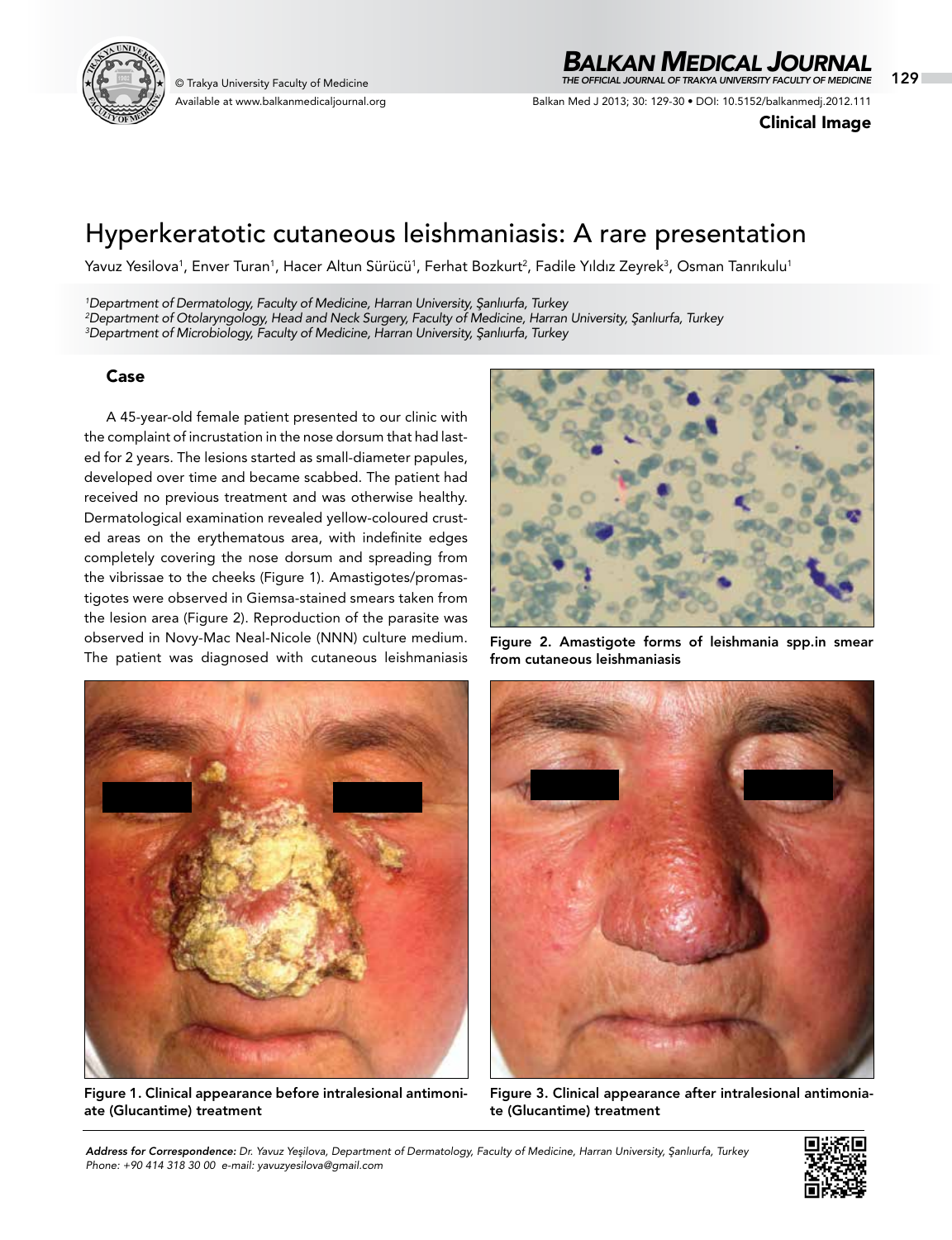Clinical Image

# Hyperkeratotic cutaneous leishmaniasis: A rare presentation

Yavuz Yesilova[1], Enver Turan[1], Hacer Altun Sürücü[1], Ferhat Bozkurt[2], Fadile Yıldız Zeyrek[3], Osman Tanrıkulu[1]

*[1]Department of Dermatology, Faculty of Medicine, Harran University, Şanlıurfa, Turkey*
*[2]Department of Otolaryngology, Head and Neck Surgery, Faculty of Medicine, Harran University, Şanlıurfa, Turkey*
*[3]Department of Microbiology, Faculty of Medicine, Harran University, Şanlıurfa, Turkey*

## Case

A 45-year-old female patient presented to our clinic with the complaint of incrustation in the nose dorsum that had lasted for 2 years. The lesions started as small-diameter papules, developed over time and became scabbed. The patient had received no previous treatment and was otherwise healthy. Dermatological examination revealed yellow-coloured crusted areas on the erythematous area, with indefinite edges completely covering the nose dorsum and spreading from the vibrissae to the cheeks (Figure 1). Amastigotes/promastigotes were observed in Giemsa-stained smears taken from the lesion area (Figure 2). Reproduction of the parasite was observed in Novy-Mac Neal-Nicole (NNN) culture medium. The patient was diagnosed with cutaneous leishmaniasis

**Figure 2. Amastigote forms of leishmania spp.in smear from cutaneous leishmaniasis**

**Figure 1. Clinical appearance before intralesional antimoniate (Glucantime) treatment**

**Figure 3. Clinical appearance after intralesional antimoniate (Glucantime) treatment**

*Address for Correspondence: Dr. Yavuz Yeşilova, Department of Dermatology, Faculty of Medicine, Harran University, Şanlıurfa, Turkey Phone: +90 414 318 30 00 e-mail: yavuzyesilova@gmail.com*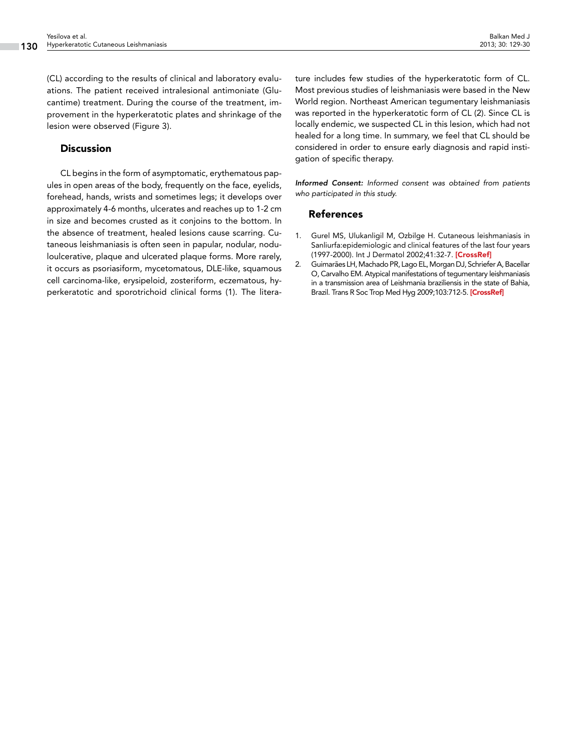(CL) according to the results of clinical and laboratory evaluations. The patient received intralesional antimoniate (Glucantime) treatment. During the course of the treatment, improvement in the hyperkeratotic plates and shrinkage of the lesion were observed (Figure 3).

## Discussion

CL begins in the form of asymptomatic, erythematous papules in open areas of the body, frequently on the face, eyelids, forehead, hands, wrists and sometimes legs; it develops over approximately 4-6 months, ulcerates and reaches up to 1-2 cm in size and becomes crusted as it conjoins to the bottom. In the absence of treatment, healed lesions cause scarring. Cutaneous leishmaniasis is often seen in papular, nodular, noduloulcerative, plaque and ulcerated plaque forms. More rarely, it occurs as psoriasiform, mycetomatous, DLE-like, squamous cell carcinoma-like, erysipeloid, zosteriform, eczematous, hyperkeratotic and sporotrichoid clinical forms (1). The literature includes few studies of the hyperkeratotic form of CL. Most previous studies of leishmaniasis were based in the New World region. Northeast American tegumentary leishmaniasis was reported in the hyperkeratotic form of CL (2). Since CL is locally endemic, we suspected CL in this lesion, which had not healed for a long time. In summary, we feel that CL should be considered in order to ensure early diagnosis and rapid instigation of specific therapy.

***Informed Consent:*** *Informed consent was obtained from patients who participated in this study.*

## References

1. Gurel MS, Ulukanligil M, Ozbilge H. Cutaneous leishmaniasis in Sanliurfa:epidemiologic and clinical features of the last four years (1997-2000). Int J Dermatol 2002;41:32-7. [CrossRef]
2. Guimarães LH, Machado PR, Lago EL, Morgan DJ, Schriefer A, Bacellar O, Carvalho EM. Atypical manifestations of tegumentary leishmaniasis in a transmission area of Leishmania braziliensis in the state of Bahia, Brazil. Trans R Soc Trop Med Hyg 2009;103:712-5. [CrossRef]